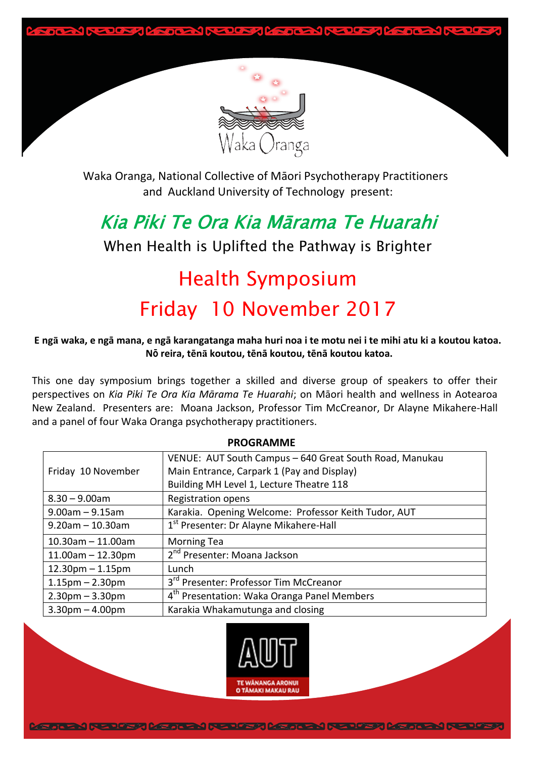Waka Oranga

Waka Oranga, National Collective of Māori Psychotherapy Practitioners and Auckland University of Technology present:

# *Kia Piki Te Ora Kia Mārama Te Huarahi*

When Health is Uplifted the Pathway is Brighter

# Health Symposium

# Friday 10 November 2017

**E ngā waka, e ngā mana, e ngā karangatanga maha huri noa i te motu nei i te mihi atu ki a koutou katoa. Nō reira, tēnā koutou, tēnā koutou, tēnā koutou katoa.**

This one day symposium brings together a skilled and diverse group of speakers to offer their perspectives on *Kia Piki Te Ora Kia Mārama Te Huarahi*; on Māori health and wellness in Aotearoa New Zealand. Presenters are: Moana Jackson, Professor Tim McCreanor, Dr Alayne Mikahere-Hall and a panel of four Waka Oranga psychotherapy practitioners.

**PROGRAMME**

| Friday 10 November | VENUE: AUT South Campus – 640 Great South Road, Manukau<br>Main Entrance, Carpark 1 (Pay and Display)<br>Building MH Level 1, Lecture Theatre 118 |
|---|---|
| 8.30 – 9.00am | Registration opens |
| 9.00am – 9.15am | Karakia. Opening Welcome: Professor Keith Tudor, AUT |
| 9.20am – 10.30am | 1st Presenter: Dr Alayne Mikahere-Hall |
| 10.30am – 11.00am | Morning Tea |
| 11.00am – 12.30pm | 2nd Presenter: Moana Jackson |
| 12.30pm – 1.15pm | Lunch |
| 1.15pm – 2.30pm | 3rd Presenter: Professor Tim McCreanor |
| 2.30pm – 3.30pm | 4th Presentation: Waka Oranga Panel Members |
| 3.30pm – 4.00pm | Karakia Whakamutunga and closing |

AUT
TE WĀNANGA ARONUI O TĀMAKI MAKAU RAU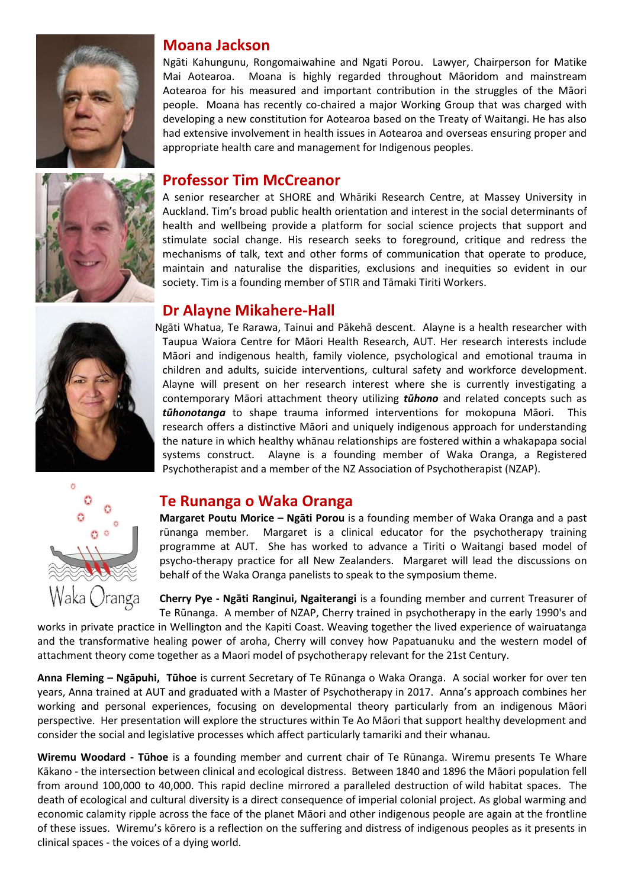## Moana Jackson

Ngāti Kahungunu, Rongomaiwahine and Ngati Porou. Lawyer, Chairperson for Matike Mai Aotearoa. Moana is highly regarded throughout Māoridom and mainstream Aotearoa for his measured and important contribution in the struggles of the Māori people. Moana has recently co-chaired a major Working Group that was charged with developing a new constitution for Aotearoa based on the Treaty of Waitangi. He has also had extensive involvement in health issues in Aotearoa and overseas ensuring proper and appropriate health care and management for Indigenous peoples.

## Professor Tim McCreanor

A senior researcher at SHORE and Whāriki Research Centre, at Massey University in Auckland. Tim's broad public health orientation and interest in the social determinants of health and wellbeing provide a platform for social science projects that support and stimulate social change. His research seeks to foreground, critique and redress the mechanisms of talk, text and other forms of communication that operate to produce, maintain and naturalise the disparities, exclusions and inequities so evident in our society. Tim is a founding member of STIR and Tāmaki Tiriti Workers.

## Dr Alayne Mikahere-Hall

Ngāti Whatua, Te Rarawa, Tainui and Pākehā descent. Alayne is a health researcher with Taupua Waiora Centre for Māori Health Research, AUT. Her research interests include Māori and indigenous health, family violence, psychological and emotional trauma in children and adults, suicide interventions, cultural safety and workforce development. Alayne will present on her research interest where she is currently investigating a contemporary Māori attachment theory utilizing ***tūhono*** and related concepts such as ***tūhonotanga*** to shape trauma informed interventions for mokopuna Māori. This research offers a distinctive Māori and uniquely indigenous approach for understanding the nature in which healthy whānau relationships are fostered within a whakapapa social systems construct. Alayne is a founding member of Waka Oranga, a Registered Psychotherapist and a member of the NZ Association of Psychotherapist (NZAP).

## Te Runanga o Waka Oranga

**Margaret Poutu Morice – Ngāti Porou** is a founding member of Waka Oranga and a past rūnanga member. Margaret is a clinical educator for the psychotherapy training programme at AUT. She has worked to advance a Tiriti o Waitangi based model of psycho-therapy practice for all New Zealanders. Margaret will lead the discussions on behalf of the Waka Oranga panelists to speak to the symposium theme.

**Cherry Pye - Ngāti Ranginui, Ngaiterangi** is a founding member and current Treasurer of Te Rūnanga. A member of NZAP, Cherry trained in psychotherapy in the early 1990's and works in private practice in Wellington and the Kapiti Coast. Weaving together the lived experience of wairuatanga and the transformative healing power of aroha, Cherry will convey how Papatuanuku and the western model of attachment theory come together as a Maori model of psychotherapy relevant for the 21st Century.

**Anna Fleming – Ngāpuhi, Tūhoe** is current Secretary of Te Rūnanga o Waka Oranga. A social worker for over ten years, Anna trained at AUT and graduated with a Master of Psychotherapy in 2017. Anna's approach combines her working and personal experiences, focusing on developmental theory particularly from an indigenous Māori perspective. Her presentation will explore the structures within Te Ao Māori that support healthy development and consider the social and legislative processes which affect particularly tamariki and their whanau.

**Wiremu Woodard - Tūhoe** is a founding member and current chair of Te Rūnanga. Wiremu presents Te Whare Kākano - the intersection between clinical and ecological distress. Between 1840 and 1896 the Māori population fell from around 100,000 to 40,000. This rapid decline mirrored a paralleled destruction of wild habitat spaces. The death of ecological and cultural diversity is a direct consequence of imperial colonial project. As global warming and economic calamity ripple across the face of the planet Māori and other indigenous people are again at the frontline of these issues. Wiremu's kōrero is a reflection on the suffering and distress of indigenous peoples as it presents in clinical spaces - the voices of a dying world.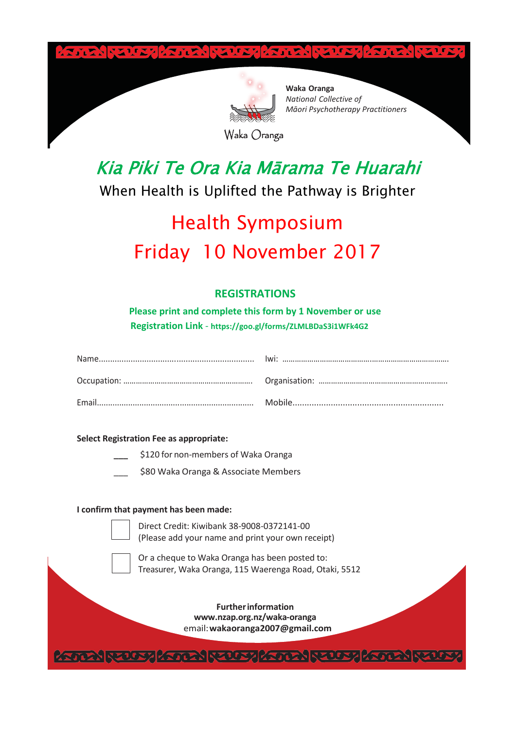**Waka Oranga**
*National Collective of*
*Māori Psychotherapy Practitioners*

Waka Oranga

# *Kia Piki Te Ora Kia Mārama Te Huarahi*

When Health is Uplifted the Pathway is Brighter

## Health Symposium

## Friday 10 November 2017

### REGISTRATIONS

**Please print and complete this form by 1 November or use Registration Link - https://goo.gl/forms/ZLMLBDaS3i1WFk4G2**

Name.................................................................... Iwi: ................................................................................

Occupation: ............................................................ Organisation: ..............................................................

Email..................................................................... Mobile.............................................................

**Select Registration Fee as appropriate:**

___ $120 for non-members of Waka Oranga

___ $80 Waka Oranga & Associate Members

**I confirm that payment has been made:**

☐ Direct Credit: Kiwibank 38-9008-0372141-00
(Please add your name and print your own receipt)

☐ Or a cheque to Waka Oranga has been posted to:
Treasurer, Waka Oranga, 115 Waerenga Road, Otaki, 5512

**Further information**
**www.nzap.org.nz/waka-oranga**
email: **wakaoranga2007@gmail.com**